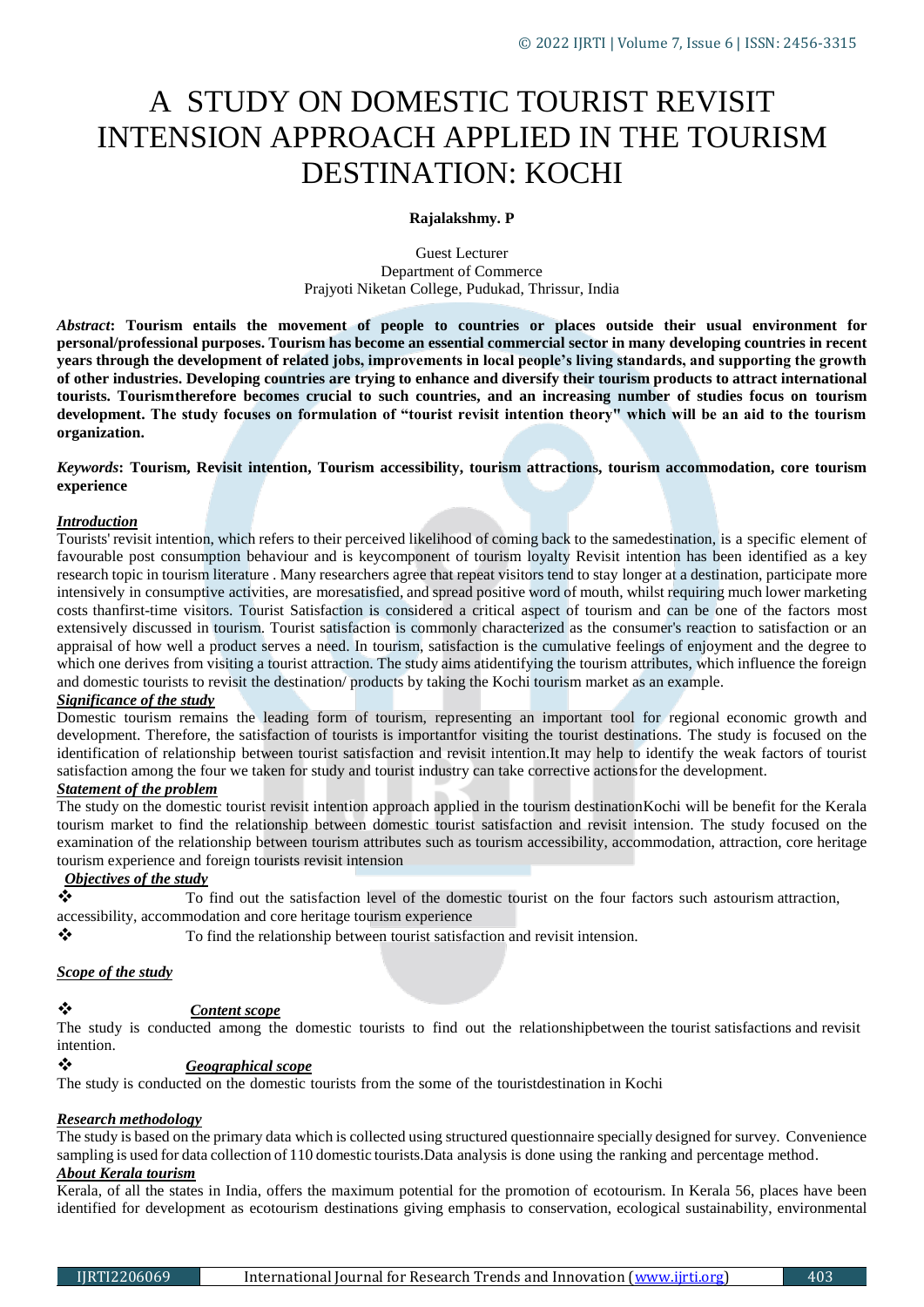# A STUDY ON DOMESTIC TOURIST REVISIT INTENSION APPROACH APPLIED IN THE TOURISM DESTINATION: KOCHI

**Rajalakshmy. P**

Guest Lecturer
Department of Commerce
Prajyoti Niketan College, Pudukad, Thrissur, India

***Abstract*: Tourism entails the movement of people to countries or places outside their usual environment for personal/professional purposes. Tourism has become an essential commercial sector in many developing countries in recent years through the development of related jobs, improvements in local people's living standards, and supporting the growth of other industries. Developing countries are trying to enhance and diversify their tourism products to attract international tourists. Tourismtherefore becomes crucial to such countries, and an increasing number of studies focus on tourism development. The study focuses on formulation of "tourist revisit intention theory" which will be an aid to the tourism organization.**

***Keywords*: Tourism, Revisit intention, Tourism accessibility, tourism attractions, tourism accommodation, core tourism experience**

***Introduction***

Tourists' revisit intention, which refers to their perceived likelihood of coming back to the samedestination, is a specific element of favourable post consumption behaviour and is keycomponent of tourism loyalty Revisit intention has been identified as a key research topic in tourism literature . Many researchers agree that repeat visitors tend to stay longer at a destination, participate more intensively in consumptive activities, are moresatisfied, and spread positive word of mouth, whilst requiring much lower marketing costs thanfirst-time visitors. Tourist Satisfaction is considered a critical aspect of tourism and can be one of the factors most extensively discussed in tourism. Tourist satisfaction is commonly characterized as the consumer's reaction to satisfaction or an appraisal of how well a product serves a need. In tourism, satisfaction is the cumulative feelings of enjoyment and the degree to which one derives from visiting a tourist attraction. The study aims atidentifying the tourism attributes, which influence the foreign and domestic tourists to revisit the destination/ products by taking the Kochi tourism market as an example.

***Significance of the study***

Domestic tourism remains the leading form of tourism, representing an important tool for regional economic growth and development. Therefore, the satisfaction of tourists is importantfor visiting the tourist destinations. The study is focused on the identification of relationship between tourist satisfaction and revisit intention.It may help to identify the weak factors of tourist satisfaction among the four we taken for study and tourist industry can take corrective actionsfor the development.

***Statement of the problem***

The study on the domestic tourist revisit intention approach applied in the tourism destinationKochi will be benefit for the Kerala tourism market to find the relationship between domestic tourist satisfaction and revisit intension. The study focused on the examination of the relationship between tourism attributes such as tourism accessibility, accommodation, attraction, core heritage tourism experience and foreign tourists revisit intension

***Objectives of the study***

- To find out the satisfaction level of the domestic tourist on the four factors such astourism attraction, accessibility, accommodation and core heritage tourism experience
- To find the relationship between tourist satisfaction and revisit intension.

***Scope of the study***

- ***Content scope***

The study is conducted among the domestic tourists to find out the relationshipbetween the tourist satisfactions and revisit intention.

- ***Geographical scope***

The study is conducted on the domestic tourists from the some of the touristdestination in Kochi

***Research methodology***

The study is based on the primary data which is collected using structured questionnaire specially designed for survey. Convenience sampling is used for data collection of 110 domestic tourists.Data analysis is done using the ranking and percentage method.

***About Kerala tourism***

Kerala, of all the states in India, offers the maximum potential for the promotion of ecotourism. In Kerala 56, places have been identified for development as ecotourism destinations giving emphasis to conservation, ecological sustainability, environmental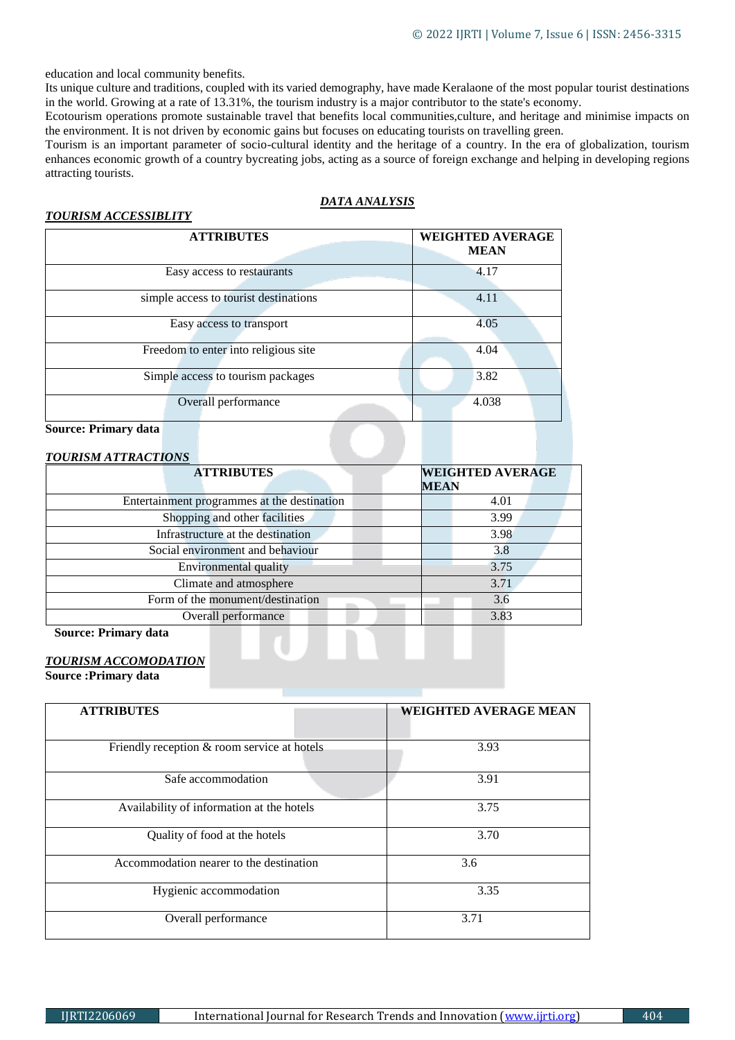education and local community benefits.

Its unique culture and traditions, coupled with its varied demography, have made Keralaone of the most popular tourist destinations in the world. Growing at a rate of 13.31%, the tourism industry is a major contributor to the state's economy.

Ecotourism operations promote sustainable travel that benefits local communities,culture, and heritage and minimise impacts on the environment. It is not driven by economic gains but focuses on educating tourists on travelling green.

Tourism is an important parameter of socio-cultural identity and the heritage of a country. In the era of globalization, tourism enhances economic growth of a country bycreating jobs, acting as a source of foreign exchange and helping in developing regions attracting tourists.

## ***DATA ANALYSIS***

### ***TOURISM ACCESSIBLITY***

| ATTRIBUTES | WEIGHTED AVERAGE MEAN |
|---|---|
| Easy access to restaurants | 4.17 |
| simple access to tourist destinations | 4.11 |
| Easy access to transport | 4.05 |
| Freedom to enter into religious site | 4.04 |
| Simple access to tourism packages | 3.82 |
| Overall performance | 4.038 |

**Source: Primary data**

### ***TOURISM ATTRACTIONS***

| ATTRIBUTES | WEIGHTED AVERAGE MEAN |
|---|---|
| Entertainment programmes at the destination | 4.01 |
| Shopping and other facilities | 3.99 |
| Infrastructure at the destination | 3.98 |
| Social environment and behaviour | 3.8 |
| Environmental quality | 3.75 |
| Climate and atmosphere | 3.71 |
| Form of the monument/destination | 3.6 |
| Overall performance | 3.83 |

**Source: Primary data**

### ***TOURISM ACCOMODATION***

**Source :Primary data**

| ATTRIBUTES | WEIGHTED AVERAGE MEAN |
|---|---|
| Friendly reception & room service at hotels | 3.93 |
| Safe accommodation | 3.91 |
| Availability of information at the hotels | 3.75 |
| Quality of food at the hotels | 3.70 |
| Accommodation nearer to the destination | 3.6 |
| Hygienic accommodation | 3.35 |
| Overall performance | 3.71 |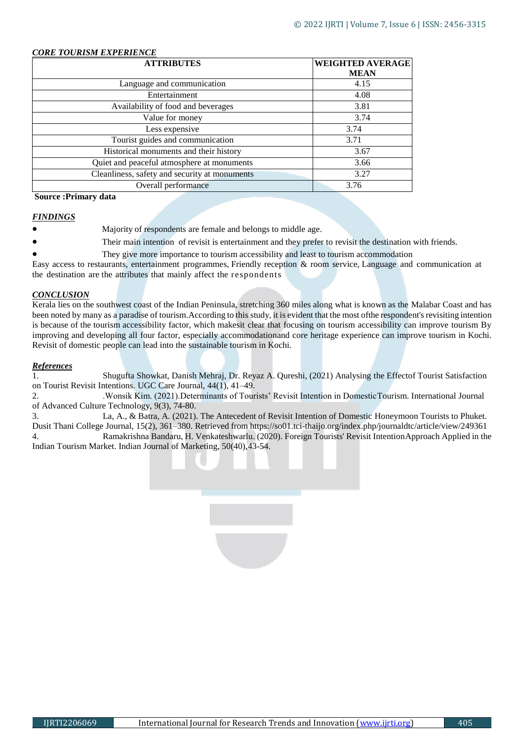***CORE TOURISM EXPERIENCE***

| ATTRIBUTES | WEIGHTED AVERAGE MEAN |
|---|---|
| Language and communication | 4.15 |
| Entertainment | 4.08 |
| Availability of food and beverages | 3.81 |
| Value for money | 3.74 |
| Less expensive | 3.74 |
| Tourist guides and communication | 3.71 |
| Historical monuments and their history | 3.67 |
| Quiet and peaceful atmosphere at monuments | 3.66 |
| Cleanliness, safety and security at monuments | 3.27 |
| Overall performance | 3.76 |

**Source :Primary data**

***FINDINGS***

- Majority of respondents are female and belongs to middle age.
- Their main intention of revisit is entertainment and they prefer to revisit the destination with friends.
- They give more importance to tourism accessibility and least to tourism accommodation

Easy access to restaurants, entertainment programmes, Friendly reception & room service, Language and communication at the destination are the attributes that mainly affect the respondents

***CONCLUSION***

Kerala lies on the southwest coast of the Indian Peninsula, stretching 360 miles along what is known as the Malabar Coast and has been noted by many as a paradise of tourism.According to this study, it is evident that the most ofthe respondent's revisiting intention is because of the tourism accessibility factor, which makesit clear that focusing on tourism accessibility can improve tourism By improving and developing all four factor, especially accommodationand core heritage experience can improve tourism in Kochi. Revisit of domestic people can lead into the sustainable tourism in Kochi.

***References***

1. Shugufta Showkat, Danish Mehraj, Dr. Reyaz A. Qureshi, (2021) Analysing the Effectof Tourist Satisfaction on Tourist Revisit Intentions. UGC Care Journal, 44(1), 41–49.
2. .Wonsik Kim. (2021).Determinants of Tourists' Revisit Intention in DomesticTourism. International Journal of Advanced Culture Technology, 9(3), 74-80.
3. La, A., & Batra, A. (2021). The Antecedent of Revisit Intention of Domestic Honeymoon Tourists to Phuket. Dusit Thani College Journal, 15(2), 361–380. Retrieved from https://so01.tci-thaijo.org/index.php/journaldtc/article/view/249361
4. Ramakrishna Bandaru, H. Venkateshwarlu. (2020). Foreign Tourists' Revisit IntentionApproach Applied in the Indian Tourism Market. Indian Journal of Marketing, 50(40),43-54.